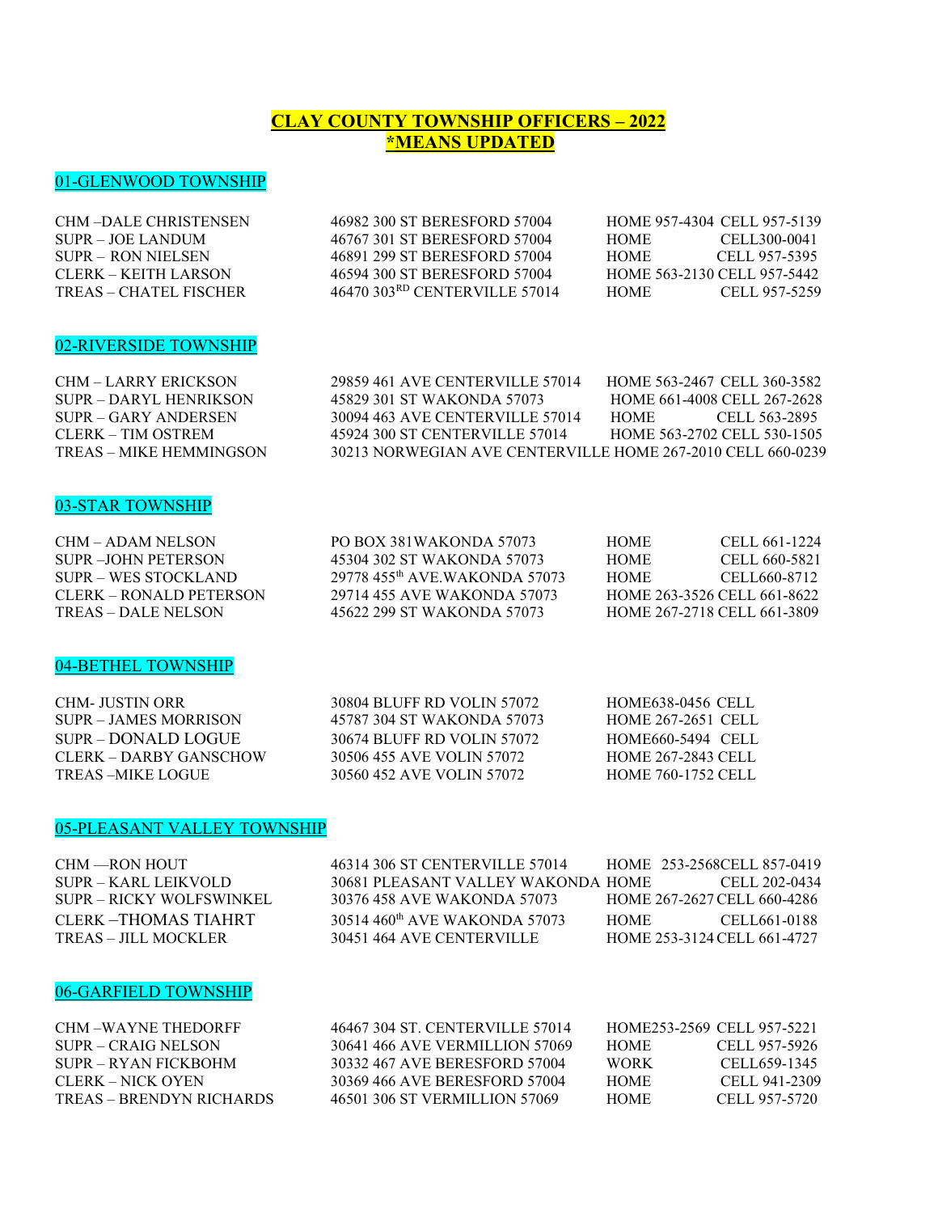# CLAY COUNTY TOWNSHIP OFFICERS – 2022
## *MEANS UPDATED

### 01-GLENWOOD TOWNSHIP

| Office | Address | Home | Cell |
|---|---|---|---|
| CHM –DALE CHRISTENSEN | 46982 300 ST BERESFORD 57004 | HOME 957-4304 | CELL 957-5139 |
| SUPR – JOE LANDUM | 46767 301 ST BERESFORD 57004 | HOME | CELL300-0041 |
| SUPR – RON NIELSEN | 46891 299 ST BERESFORD 57004 | HOME | CELL 957-5395 |
| CLERK – KEITH LARSON | 46594 300 ST BERESFORD 57004 | HOME 563-2130 | CELL 957-5442 |
| TREAS – CHATEL FISCHER | 46470 303RD CENTERVILLE 57014 | HOME | CELL 957-5259 |

### 02-RIVERSIDE TOWNSHIP

| Office | Address | Home | Cell |
|---|---|---|---|
| CHM – LARRY ERICKSON | 29859 461 AVE CENTERVILLE 57014 | HOME 563-2467 | CELL 360-3582 |
| SUPR – DARYL HENRIKSON | 45829 301 ST WAKONDA 57073 | HOME 661-4008 | CELL 267-2628 |
| SUPR – GARY ANDERSEN | 30094 463 AVE CENTERVILLE 57014 | HOME | CELL 563-2895 |
| CLERK – TIM OSTREM | 45924 300 ST CENTERVILLE 57014 | HOME 563-2702 | CELL 530-1505 |
| TREAS – MIKE HEMMINGSON | 30213 NORWEGIAN AVE CENTERVILLE | HOME 267-2010 | CELL 660-0239 |

### 03-STAR TOWNSHIP

| Office | Address | Home | Cell |
|---|---|---|---|
| CHM – ADAM NELSON | PO BOX 381WAKONDA 57073 | HOME | CELL 661-1224 |
| SUPR –JOHN PETERSON | 45304 302 ST WAKONDA 57073 | HOME | CELL 660-5821 |
| SUPR – WES STOCKLAND | 29778 455th AVE.WAKONDA 57073 | HOME | CELL660-8712 |
| CLERK – RONALD PETERSON | 29714 455 AVE WAKONDA 57073 | HOME 263-3526 | CELL 661-8622 |
| TREAS – DALE NELSON | 45622 299 ST WAKONDA 57073 | HOME 267-2718 | CELL 661-3809 |

### 04-BETHEL TOWNSHIP

| Office | Address | Home | Cell |
|---|---|---|---|
| CHM- JUSTIN ORR | 30804 BLUFF RD VOLIN 57072 | HOME638-0456 | CELL |
| SUPR – JAMES MORRISON | 45787 304 ST WAKONDA 57073 | HOME 267-2651 | CELL |
| SUPR – DONALD LOGUE | 30674 BLUFF RD VOLIN 57072 | HOME660-5494 | CELL |
| CLERK – DARBY GANSCHOW | 30506 455 AVE VOLIN 57072 | HOME 267-2843 | CELL |
| TREAS –MIKE LOGUE | 30560 452 AVE VOLIN 57072 | HOME 760-1752 | CELL |

### 05-PLEASANT VALLEY TOWNSHIP

| Office | Address | Home | Cell |
|---|---|---|---|
| CHM —RON HOUT | 46314 306 ST CENTERVILLE 57014 | HOME 253-2568 | CELL 857-0419 |
| SUPR – KARL LEIKVOLD | 30681 PLEASANT VALLEY WAKONDA | HOME | CELL 202-0434 |
| SUPR – RICKY WOLFSWINKEL | 30376 458 AVE WAKONDA 57073 | HOME 267-2627 | CELL 660-4286 |
| CLERK –THOMAS TIAHRT | 30514 460th AVE WAKONDA 57073 | HOME | CELL661-0188 |
| TREAS – JILL MOCKLER | 30451 464 AVE CENTERVILLE | HOME 253-3124 | CELL 661-4727 |

### 06-GARFIELD TOWNSHIP

| Office | Address | Home | Cell |
|---|---|---|---|
| CHM –WAYNE THEDORFF | 46467 304 ST. CENTERVILLE 57014 | HOME253-2569 | CELL 957-5221 |
| SUPR – CRAIG NELSON | 30641 466 AVE VERMILLION 57069 | HOME | CELL 957-5926 |
| SUPR – RYAN FICKBOHM | 30332 467 AVE BERESFORD 57004 | WORK | CELL659-1345 |
| CLERK – NICK OYEN | 30369 466 AVE BERESFORD 57004 | HOME | CELL 941-2309 |
| TREAS – BRENDYN RICHARDS | 46501 306 ST VERMILLION 57069 | HOME | CELL 957-5720 |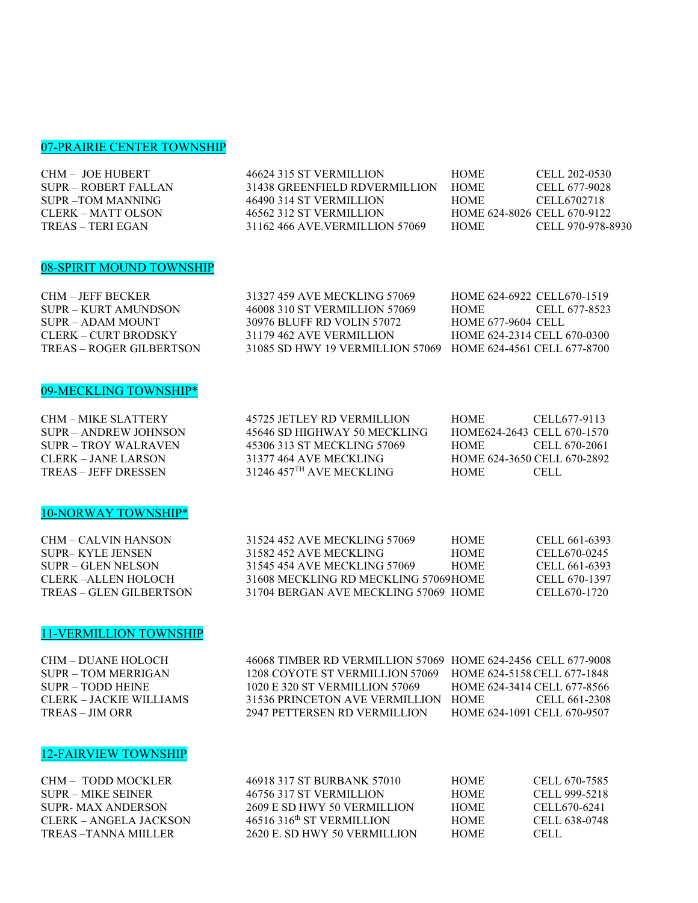## 07-PRAIRIE CENTER TOWNSHIP

| | | | |
|---|---|---|---|
| CHM – JOE HUBERT | 46624 315 ST VERMILLION | HOME | CELL 202-0530 |
| SUPR – ROBERT FALLAN | 31438 GREENFIELD RDVERMILLION | HOME | CELL 677-9028 |
| SUPR –TOM MANNING | 46490 314 ST VERMILLION | HOME | CELL6702718 |
| CLERK – MATT OLSON | 46562 312 ST VERMILLION | HOME 624-8026 | CELL 670-9122 |
| TREAS – TERI EGAN | 31162 466 AVE.VERMILLION 57069 | HOME | CELL 970-978-8930 |

## 08-SPIRIT MOUND TOWNSHIP

| | | | |
|---|---|---|---|
| CHM – JEFF BECKER | 31327 459 AVE MECKLING 57069 | HOME 624-6922 | CELL670-1519 |
| SUPR – KURT AMUNDSON | 46008 310 ST VERMILLION 57069 | HOME | CELL 677-8523 |
| SUPR – ADAM MOUNT | 30976 BLUFF RD VOLIN 57072 | HOME 677-9604 | CELL |
| CLERK – CURT BRODSKY | 31179 462 AVE VERMILLION | HOME 624-2314 | CELL 670-0300 |
| TREAS – ROGER GILBERTSON | 31085 SD HWY 19 VERMILLION 57069 | HOME 624-4561 | CELL 677-8700 |

## 09-MECKLING TOWNSHIP*

| | | | |
|---|---|---|---|
| CHM – MIKE SLATTERY | 45725 JETLEY RD VERMILLION | HOME | CELL677-9113 |
| SUPR – ANDREW JOHNSON | 45646 SD HIGHWAY 50 MECKLING | HOME624-2643 | CELL 670-1570 |
| SUPR – TROY WALRAVEN | 45306 313 ST MECKLING 57069 | HOME | CELL 670-2061 |
| CLERK – JANE LARSON | 31377 464 AVE MECKLING | HOME 624-3650 | CELL 670-2892 |
| TREAS – JEFF DRESSEN | 31246 457TH AVE MECKLING | HOME | CELL |

## 10-NORWAY TOWNSHIP*

| | | | |
|---|---|---|---|
| CHM – CALVIN HANSON | 31524 452 AVE MECKLING 57069 | HOME | CELL 661-6393 |
| SUPR– KYLE JENSEN | 31582 452 AVE MECKLING | HOME | CELL670-0245 |
| SUPR – GLEN NELSON | 31545 454 AVE MECKLING 57069 | HOME | CELL 661-6393 |
| CLERK –ALLEN HOLOCH | 31608 MECKLING RD MECKLING 57069 | HOME | CELL 670-1397 |
| TREAS – GLEN GILBERTSON | 31704 BERGAN AVE MECKLING 57069 | HOME | CELL670-1720 |

## 11-VERMILLION TOWNSHIP

| | | | |
|---|---|---|---|
| CHM – DUANE HOLOCH | 46068 TIMBER RD VERMILLION 57069 | HOME 624-2456 | CELL 677-9008 |
| SUPR – TOM MERRIGAN | 1208 COYOTE ST VERMILLION 57069 | HOME 624-5158 | CELL 677-1848 |
| SUPR – TODD HEINE | 1020 E 320 ST VERMILLION 57069 | HOME 624-3414 | CELL 677-8566 |
| CLERK – JACKIE WILLIAMS | 31536 PRINCETON AVE VERMILLION | HOME | CELL 661-2308 |
| TREAS – JIM ORR | 2947 PETTERSEN RD VERMILLION | HOME 624-1091 | CELL 670-9507 |

## 12-FAIRVIEW TOWNSHIP

| | | | |
|---|---|---|---|
| CHM – TODD MOCKLER | 46918 317 ST BURBANK 57010 | HOME | CELL 670-7585 |
| SUPR – MIKE SEINER | 46756 317 ST VERMILLION | HOME | CELL 999-5218 |
| SUPR- MAX ANDERSON | 2609 E SD HWY 50 VERMILLION | HOME | CELL670-6241 |
| CLERK – ANGELA JACKSON | 46516 316th ST VERMILLION | HOME | CELL 638-0748 |
| TREAS –TANNA MIILLER | 2620 E. SD HWY 50 VERMILLION | HOME | CELL |